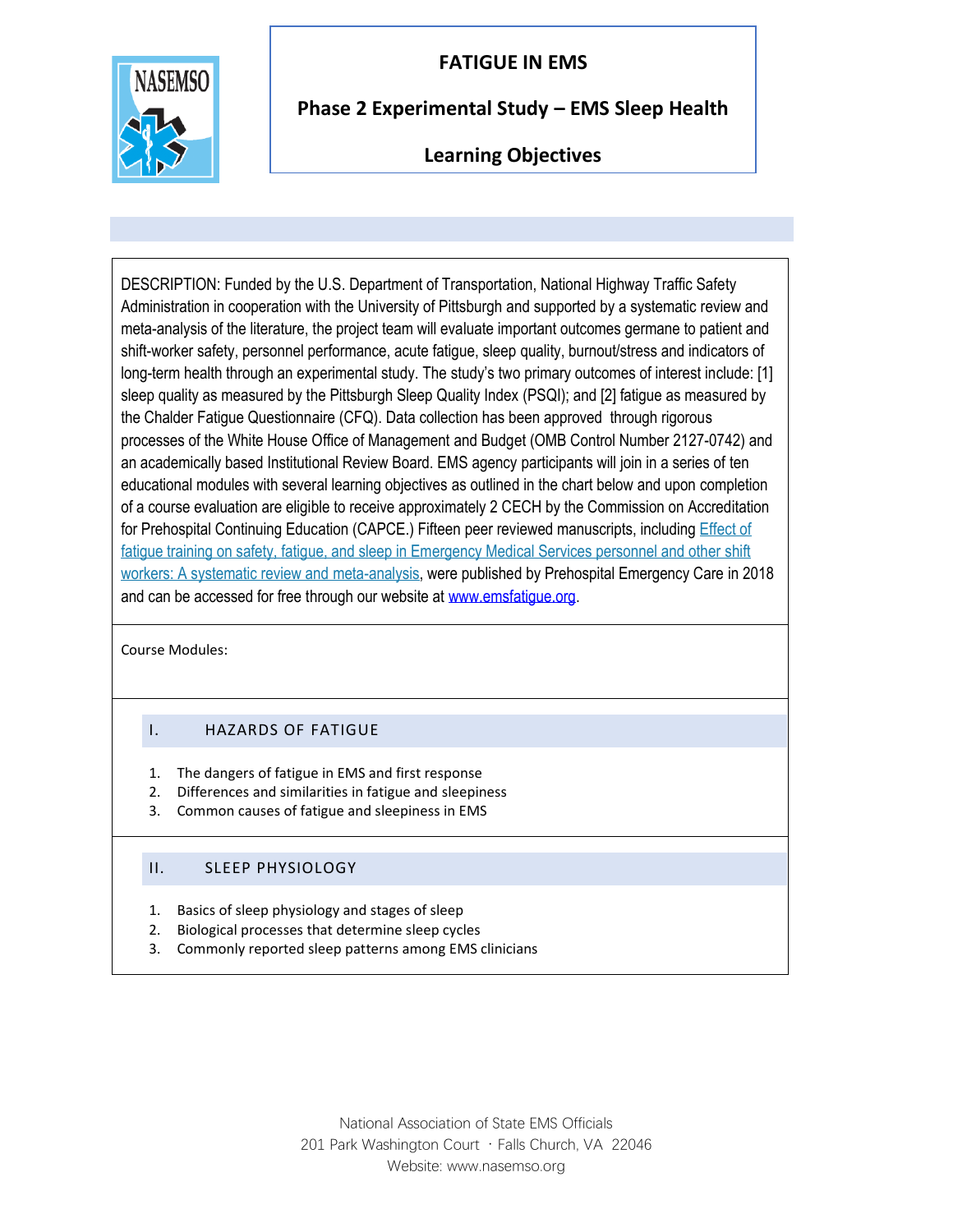# FATIGUE IN EMS

## Phase 2 Experimental Study – EMS Sleep Health

## Learning Objectives

DESCRIPTION: Funded by the U.S. Department of Transportation, National Highway Traffic Safety Administration in cooperation with the University of Pittsburgh and supported by a systematic review and meta-analysis of the literature, the project team will evaluate important outcomes germane to patient and shift-worker safety, personnel performance, acute fatigue, sleep quality, burnout/stress and indicators of long-term health through an experimental study. The study's two primary outcomes of interest include: [1] sleep quality as measured by the Pittsburgh Sleep Quality Index (PSQI); and [2] fatigue as measured by the Chalder Fatigue Questionnaire (CFQ). Data collection has been approved through rigorous processes of the White House Office of Management and Budget (OMB Control Number 2127-0742) and an academically based Institutional Review Board. EMS agency participants will join in a series of ten educational modules with several learning objectives as outlined in the chart below and upon completion of a course evaluation are eligible to receive approximately 2 CECH by the Commission on Accreditation for Prehospital Continuing Education (CAPCE.) Fifteen peer reviewed manuscripts, including Effect of fatigue training on safety, fatigue, and sleep in Emergency Medical Services personnel and other shift workers: A systematic review and meta-analysis, were published by Prehospital Emergency Care in 2018 and can be accessed for free through our website at www.emsfatigue.org.

Course Modules:

### I. HAZARDS OF FATIGUE

1. The dangers of fatigue in EMS and first response
2. Differences and similarities in fatigue and sleepiness
3. Common causes of fatigue and sleepiness in EMS

### II. SLEEP PHYSIOLOGY

1. Basics of sleep physiology and stages of sleep
2. Biological processes that determine sleep cycles
3. Commonly reported sleep patterns among EMS clinicians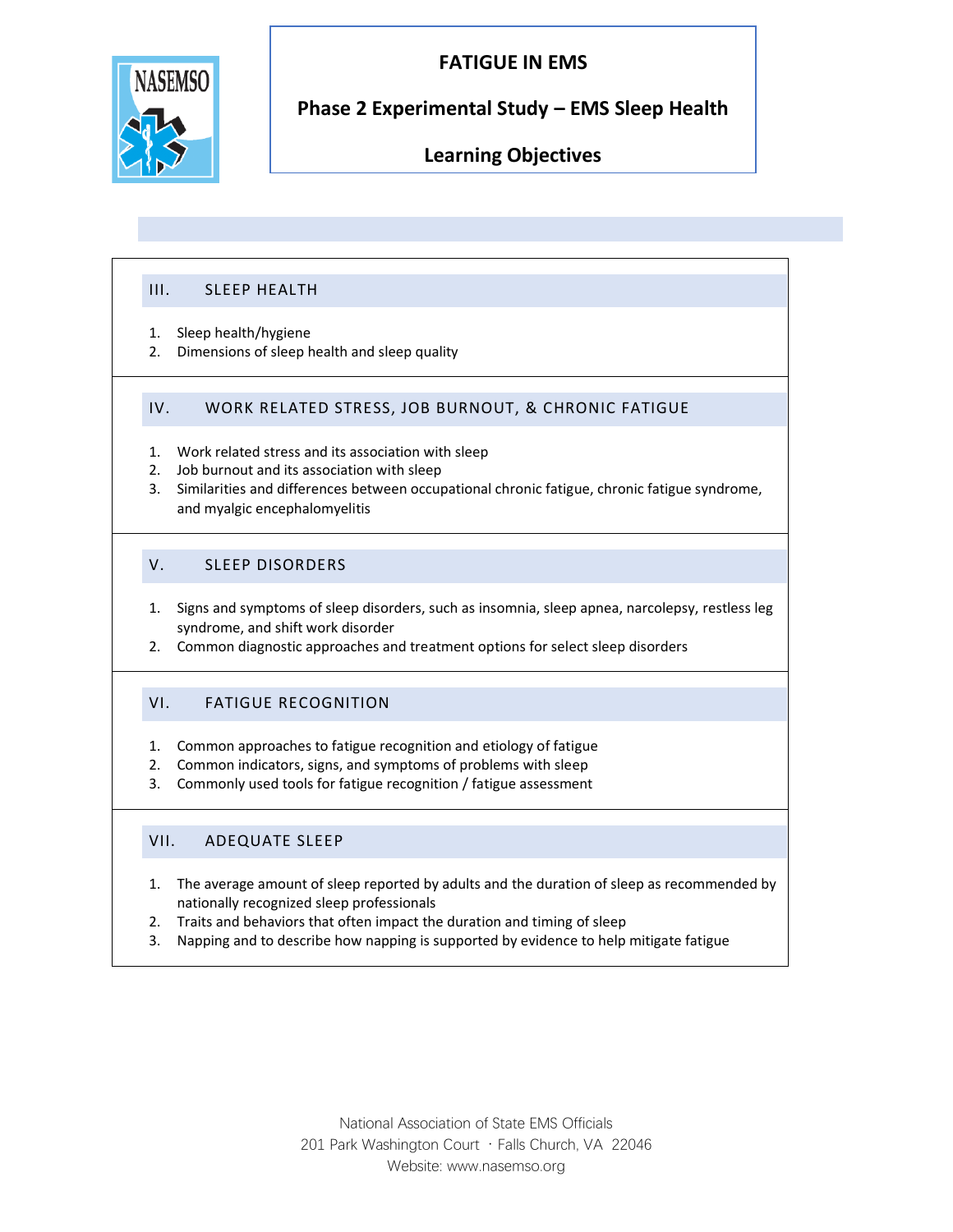# FATIGUE IN EMS

## Phase 2 Experimental Study – EMS Sleep Health

## Learning Objectives

### III. SLEEP HEALTH

1. Sleep health/hygiene
2. Dimensions of sleep health and sleep quality

### IV. WORK RELATED STRESS, JOB BURNOUT, & CHRONIC FATIGUE

1. Work related stress and its association with sleep
2. Job burnout and its association with sleep
3. Similarities and differences between occupational chronic fatigue, chronic fatigue syndrome, and myalgic encephalomyelitis

### V. SLEEP DISORDERS

1. Signs and symptoms of sleep disorders, such as insomnia, sleep apnea, narcolepsy, restless leg syndrome, and shift work disorder
2. Common diagnostic approaches and treatment options for select sleep disorders

### VI. FATIGUE RECOGNITION

1. Common approaches to fatigue recognition and etiology of fatigue
2. Common indicators, signs, and symptoms of problems with sleep
3. Commonly used tools for fatigue recognition / fatigue assessment

### VII. ADEQUATE SLEEP

1. The average amount of sleep reported by adults and the duration of sleep as recommended by nationally recognized sleep professionals
2. Traits and behaviors that often impact the duration and timing of sleep
3. Napping and to describe how napping is supported by evidence to help mitigate fatigue

National Association of State EMS Officials
201 Park Washington Court · Falls Church, VA 22046
Website: www.nasemso.org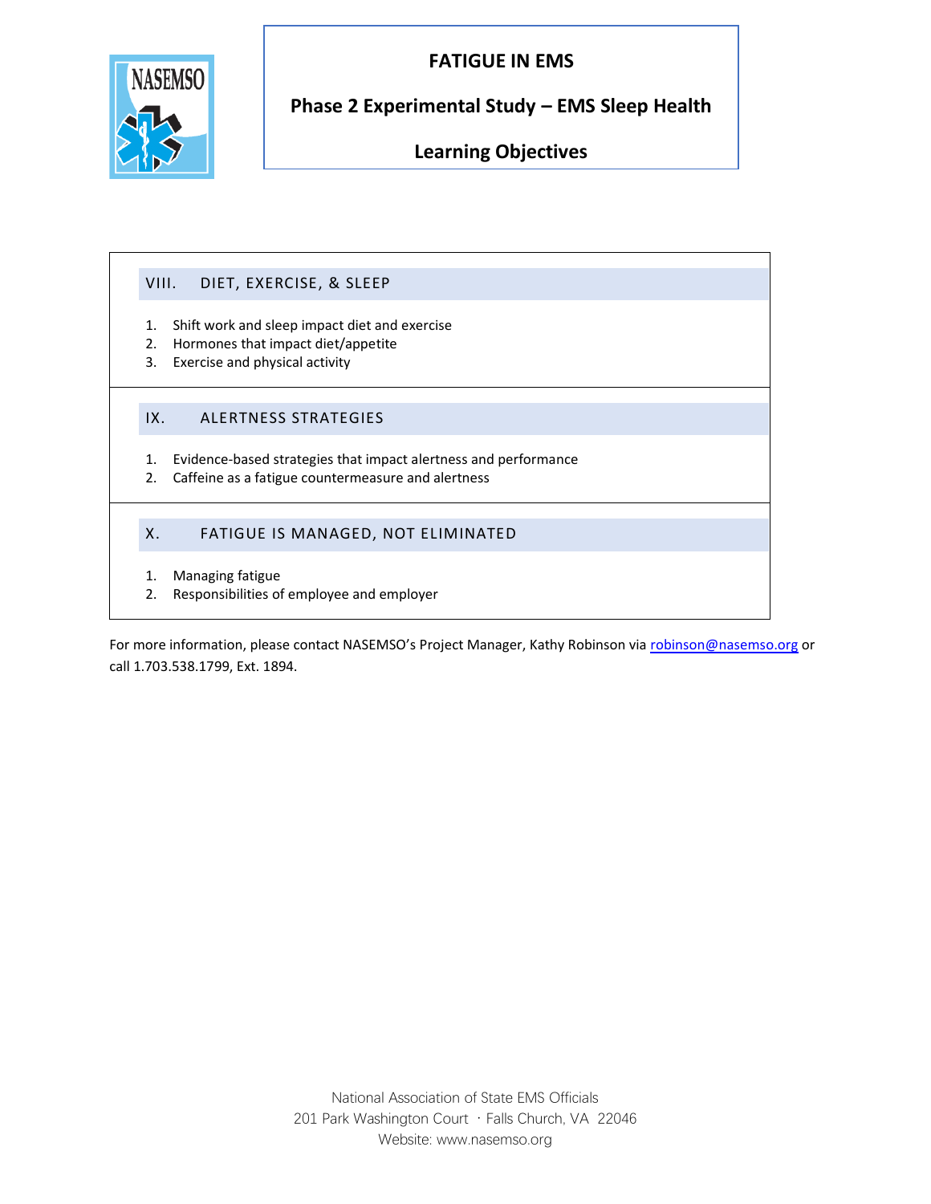# FATIGUE IN EMS

## Phase 2 Experimental Study – EMS Sleep Health

## Learning Objectives

### VIII. DIET, EXERCISE, & SLEEP

1. Shift work and sleep impact diet and exercise
2. Hormones that impact diet/appetite
3. Exercise and physical activity

### IX. ALERTNESS STRATEGIES

1. Evidence-based strategies that impact alertness and performance
2. Caffeine as a fatigue countermeasure and alertness

### X. FATIGUE IS MANAGED, NOT ELIMINATED

1. Managing fatigue
2. Responsibilities of employee and employer

For more information, please contact NASEMSO's Project Manager, Kathy Robinson via robinson@nasemso.org or call 1.703.538.1799, Ext. 1894.

National Association of State EMS Officials
201 Park Washington Court · Falls Church, VA 22046
Website: www.nasemso.org